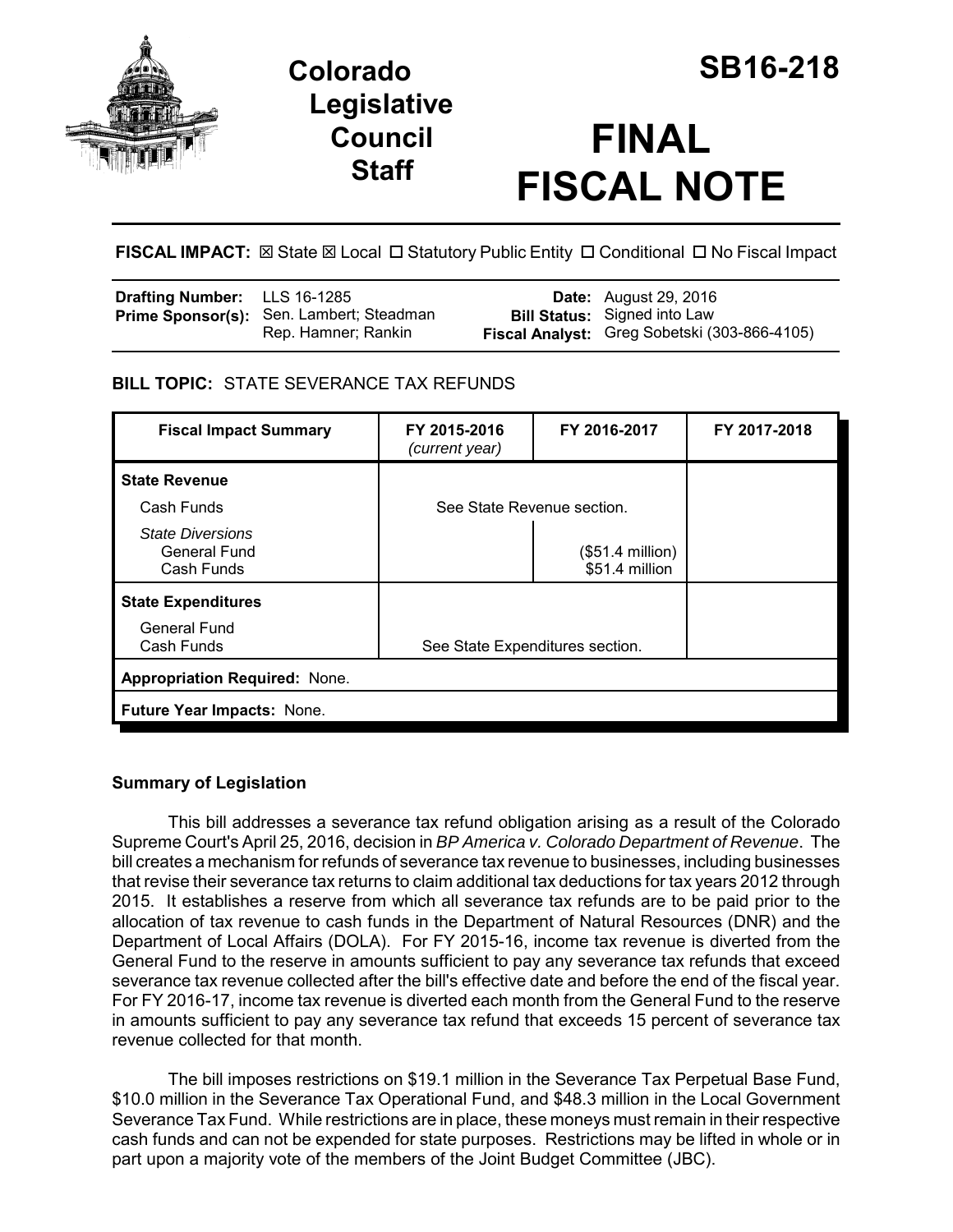# Colorado Legislative Council Staff

# SB16-218

# FINAL FISCAL NOTE

**FISCAL IMPACT:** ☒ State ☒ Local ☐ Statutory Public Entity ☐ Conditional ☐ No Fiscal Impact

| | | | |
|---|---|---|---|
| **Drafting Number:** | LLS 16-1285 | **Date:** | August 29, 2016 |
| **Prime Sponsor(s):** | Sen. Lambert; Steadman<br>Rep. Hamner; Rankin | **Bill Status:** | Signed into Law |
| | | **Fiscal Analyst:** | Greg Sobetski (303-866-4105) |

**BILL TOPIC:** STATE SEVERANCE TAX REFUNDS

| Fiscal Impact Summary | FY 2015-2016 *(current year)* | FY 2016-2017 | FY 2017-2018 |
|---|---|---|---|
| **State Revenue** | | | |
| Cash Funds | See State Revenue section. | | |
| *State Diversions* | | | |
| General Fund | | ($51.4 million) | |
| Cash Funds | | $51.4 million | |
| **State Expenditures** | | | |
| General Fund | | | |
| Cash Funds | See State Expenditures section. | | |
| **Appropriation Required:** None. | | | |
| **Future Year Impacts:** None. | | | |

## Summary of Legislation

This bill addresses a severance tax refund obligation arising as a result of the Colorado Supreme Court's April 25, 2016, decision in *BP America v. Colorado Department of Revenue*. The bill creates a mechanism for refunds of severance tax revenue to businesses, including businesses that revise their severance tax returns to claim additional tax deductions for tax years 2012 through 2015. It establishes a reserve from which all severance tax refunds are to be paid prior to the allocation of tax revenue to cash funds in the Department of Natural Resources (DNR) and the Department of Local Affairs (DOLA). For FY 2015-16, income tax revenue is diverted from the General Fund to the reserve in amounts sufficient to pay any severance tax refunds that exceed severance tax revenue collected after the bill's effective date and before the end of the fiscal year. For FY 2016-17, income tax revenue is diverted each month from the General Fund to the reserve in amounts sufficient to pay any severance tax refund that exceeds 15 percent of severance tax revenue collected for that month.

The bill imposes restrictions on $19.1 million in the Severance Tax Perpetual Base Fund, $10.0 million in the Severance Tax Operational Fund, and $48.3 million in the Local Government Severance Tax Fund. While restrictions are in place, these moneys must remain in their respective cash funds and can not be expended for state purposes. Restrictions may be lifted in whole or in part upon a majority vote of the members of the Joint Budget Committee (JBC).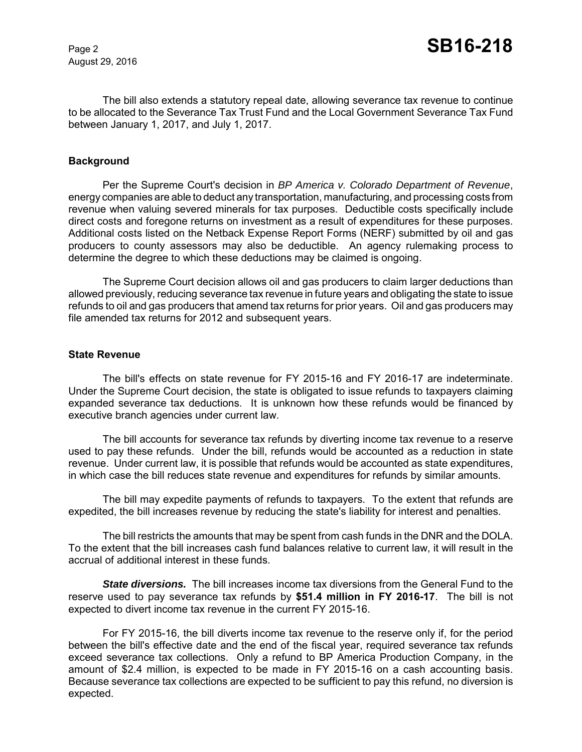The bill also extends a statutory repeal date, allowing severance tax revenue to continue to be allocated to the Severance Tax Trust Fund and the Local Government Severance Tax Fund between January 1, 2017, and July 1, 2017.

### Background

Per the Supreme Court's decision in *BP America v. Colorado Department of Revenue*, energy companies are able to deduct any transportation, manufacturing, and processing costs from revenue when valuing severed minerals for tax purposes. Deductible costs specifically include direct costs and foregone returns on investment as a result of expenditures for these purposes. Additional costs listed on the Netback Expense Report Forms (NERF) submitted by oil and gas producers to county assessors may also be deductible. An agency rulemaking process to determine the degree to which these deductions may be claimed is ongoing.

The Supreme Court decision allows oil and gas producers to claim larger deductions than allowed previously, reducing severance tax revenue in future years and obligating the state to issue refunds to oil and gas producers that amend tax returns for prior years. Oil and gas producers may file amended tax returns for 2012 and subsequent years.

### State Revenue

The bill's effects on state revenue for FY 2015-16 and FY 2016-17 are indeterminate. Under the Supreme Court decision, the state is obligated to issue refunds to taxpayers claiming expanded severance tax deductions. It is unknown how these refunds would be financed by executive branch agencies under current law.

The bill accounts for severance tax refunds by diverting income tax revenue to a reserve used to pay these refunds. Under the bill, refunds would be accounted as a reduction in state revenue. Under current law, it is possible that refunds would be accounted as state expenditures, in which case the bill reduces state revenue and expenditures for refunds by similar amounts.

The bill may expedite payments of refunds to taxpayers. To the extent that refunds are expedited, the bill increases revenue by reducing the state's liability for interest and penalties.

The bill restricts the amounts that may be spent from cash funds in the DNR and the DOLA. To the extent that the bill increases cash fund balances relative to current law, it will result in the accrual of additional interest in these funds.

***State diversions.*** The bill increases income tax diversions from the General Fund to the reserve used to pay severance tax refunds by **$51.4 million in FY 2016-17**. The bill is not expected to divert income tax revenue in the current FY 2015-16.

For FY 2015-16, the bill diverts income tax revenue to the reserve only if, for the period between the bill's effective date and the end of the fiscal year, required severance tax refunds exceed severance tax collections. Only a refund to BP America Production Company, in the amount of $2.4 million, is expected to be made in FY 2015-16 on a cash accounting basis. Because severance tax collections are expected to be sufficient to pay this refund, no diversion is expected.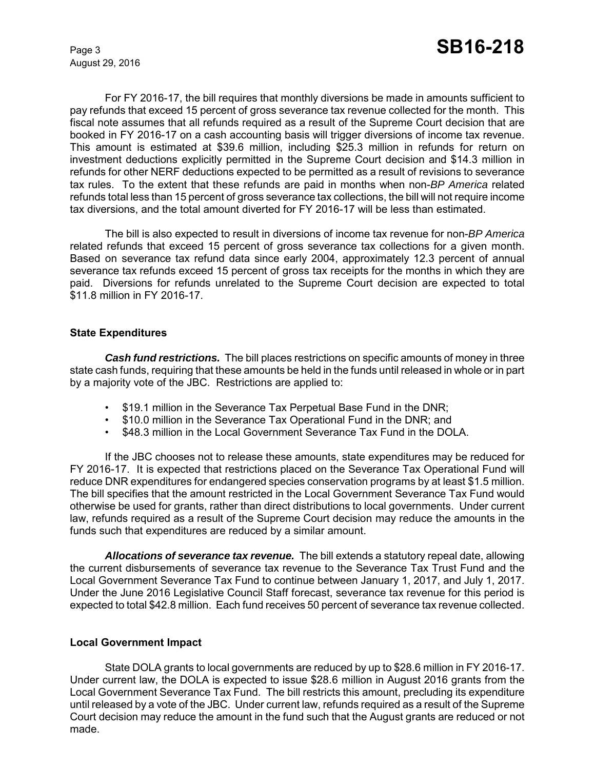For FY 2016-17, the bill requires that monthly diversions be made in amounts sufficient to pay refunds that exceed 15 percent of gross severance tax revenue collected for the month. This fiscal note assumes that all refunds required as a result of the Supreme Court decision that are booked in FY 2016-17 on a cash accounting basis will trigger diversions of income tax revenue. This amount is estimated at $39.6 million, including $25.3 million in refunds for return on investment deductions explicitly permitted in the Supreme Court decision and $14.3 million in refunds for other NERF deductions expected to be permitted as a result of revisions to severance tax rules. To the extent that these refunds are paid in months when non-*BP America* related refunds total less than 15 percent of gross severance tax collections, the bill will not require income tax diversions, and the total amount diverted for FY 2016-17 will be less than estimated.

The bill is also expected to result in diversions of income tax revenue for non-*BP America* related refunds that exceed 15 percent of gross severance tax collections for a given month. Based on severance tax refund data since early 2004, approximately 12.3 percent of annual severance tax refunds exceed 15 percent of gross tax receipts for the months in which they are paid. Diversions for refunds unrelated to the Supreme Court decision are expected to total $11.8 million in FY 2016-17.

### State Expenditures

***Cash fund restrictions.*** The bill places restrictions on specific amounts of money in three state cash funds, requiring that these amounts be held in the funds until released in whole or in part by a majority vote of the JBC. Restrictions are applied to:

- $19.1 million in the Severance Tax Perpetual Base Fund in the DNR;
- $10.0 million in the Severance Tax Operational Fund in the DNR; and
- $48.3 million in the Local Government Severance Tax Fund in the DOLA.

If the JBC chooses not to release these amounts, state expenditures may be reduced for FY 2016-17. It is expected that restrictions placed on the Severance Tax Operational Fund will reduce DNR expenditures for endangered species conservation programs by at least $1.5 million. The bill specifies that the amount restricted in the Local Government Severance Tax Fund would otherwise be used for grants, rather than direct distributions to local governments. Under current law, refunds required as a result of the Supreme Court decision may reduce the amounts in the funds such that expenditures are reduced by a similar amount.

***Allocations of severance tax revenue.*** The bill extends a statutory repeal date, allowing the current disbursements of severance tax revenue to the Severance Tax Trust Fund and the Local Government Severance Tax Fund to continue between January 1, 2017, and July 1, 2017. Under the June 2016 Legislative Council Staff forecast, severance tax revenue for this period is expected to total $42.8 million. Each fund receives 50 percent of severance tax revenue collected.

### Local Government Impact

State DOLA grants to local governments are reduced by up to $28.6 million in FY 2016-17. Under current law, the DOLA is expected to issue $28.6 million in August 2016 grants from the Local Government Severance Tax Fund. The bill restricts this amount, precluding its expenditure until released by a vote of the JBC. Under current law, refunds required as a result of the Supreme Court decision may reduce the amount in the fund such that the August grants are reduced or not made.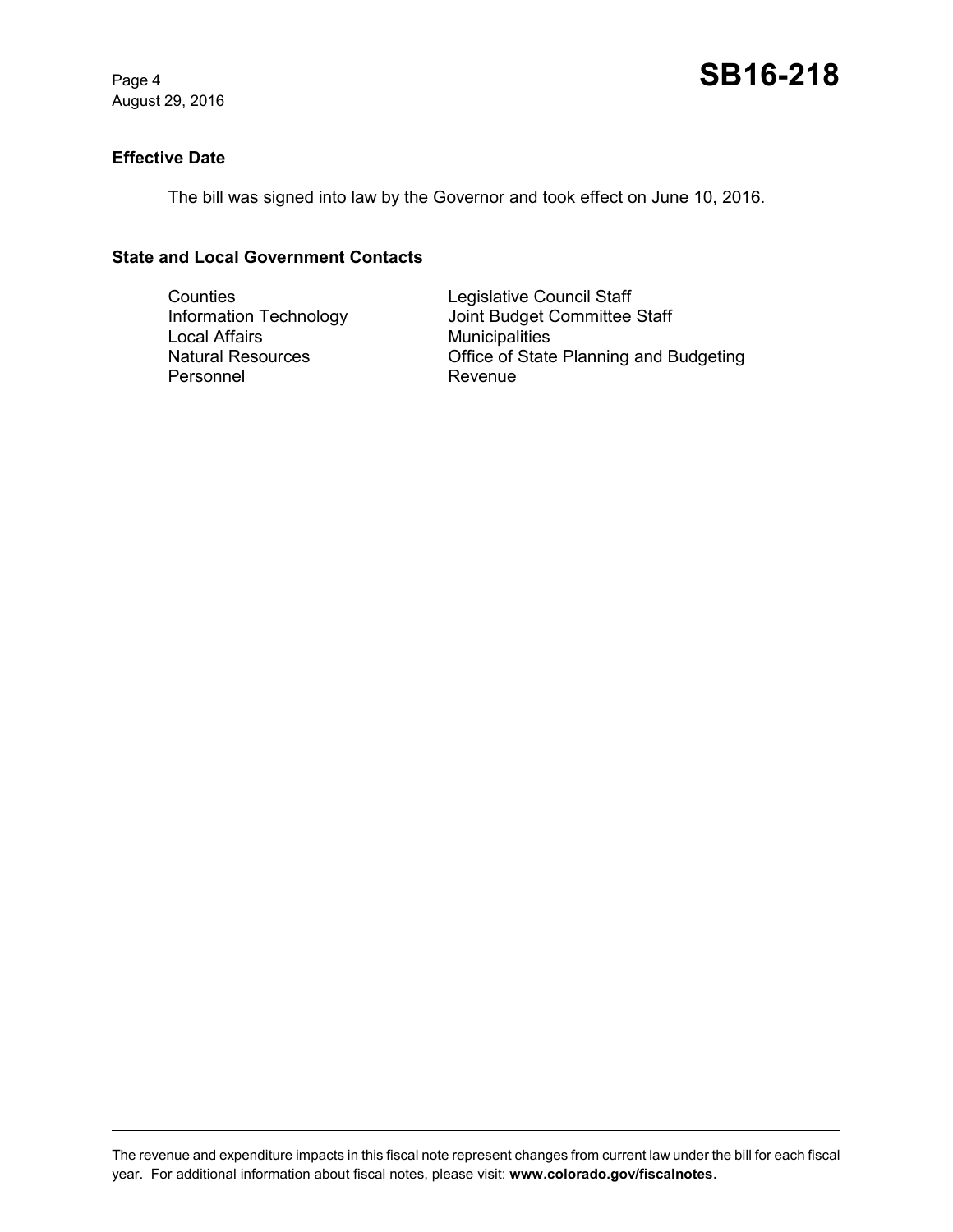**Effective Date**

The bill was signed into law by the Governor and took effect on June 10, 2016.

**State and Local Government Contacts**

| | |
|---|---|
| Counties | Legislative Council Staff |
| Information Technology | Joint Budget Committee Staff |
| Local Affairs | Municipalities |
| Natural Resources | Office of State Planning and Budgeting |
| Personnel | Revenue |

The revenue and expenditure impacts in this fiscal note represent changes from current law under the bill for each fiscal year. For additional information about fiscal notes, please visit: **www.colorado.gov/fiscalnotes.**